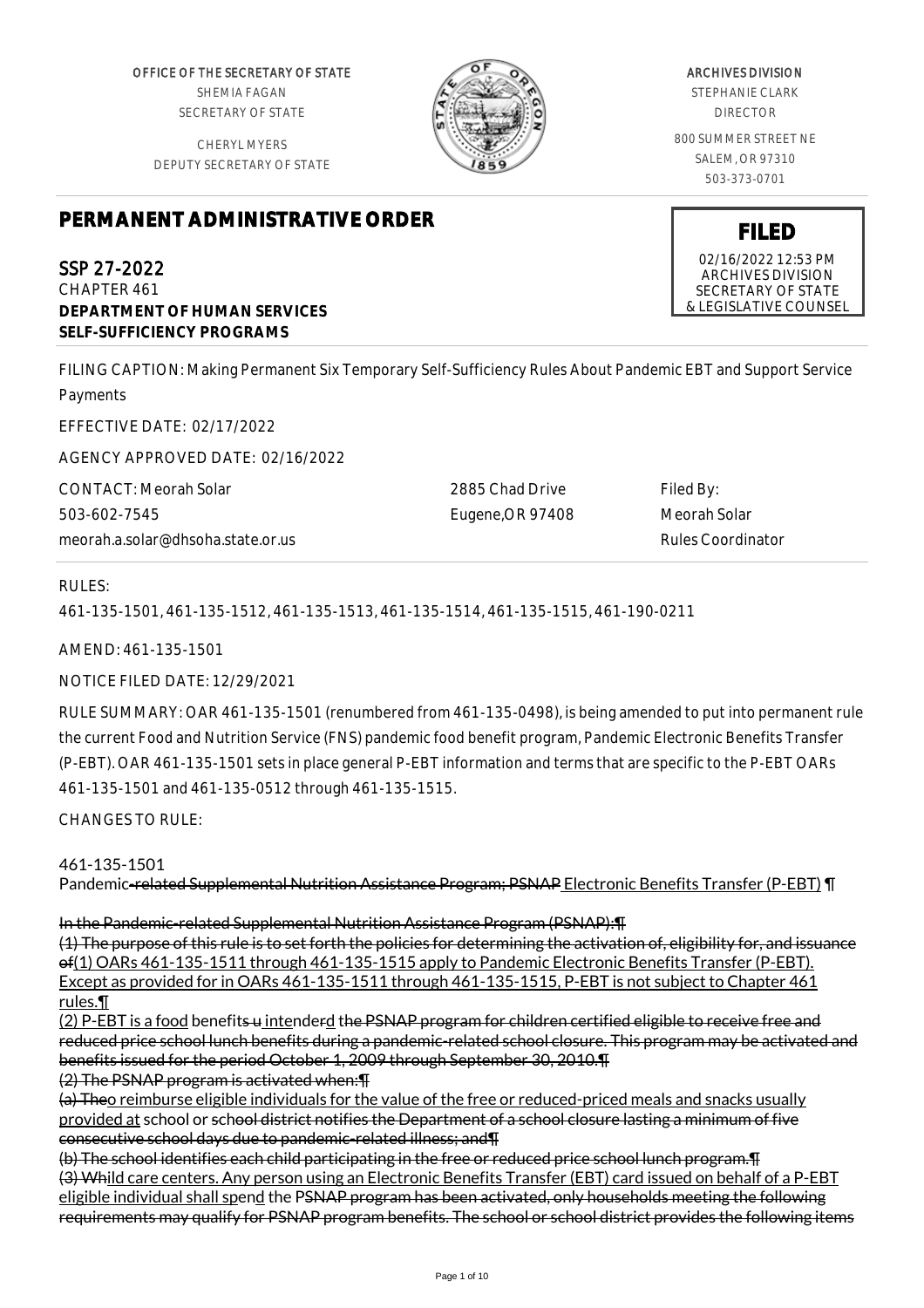OFFICE OF THE SECRETARY OF STATE
SHEMIA FAGAN
SECRETARY OF STATE

CHERYL MYERS
DEPUTY SECRETARY OF STATE

ARCHIVES DIVISION
STEPHANIE CLARK
DIRECTOR

800 SUMMER STREET NE
SALEM, OR 97310
503-373-0701

# PERMANENT ADMINISTRATIVE ORDER

**FILED**
02/16/2022 12:53 PM
ARCHIVES DIVISION
SECRETARY OF STATE
& LEGISLATIVE COUNSEL

SSP 27-2022
CHAPTER 461
**DEPARTMENT OF HUMAN SERVICES**
**SELF-SUFFICIENCY PROGRAMS**

FILING CAPTION: Making Permanent Six Temporary Self-Sufficiency Rules About Pandemic EBT and Support Service Payments

EFFECTIVE DATE: 02/17/2022

AGENCY APPROVED DATE: 02/16/2022

CONTACT: Meorah Solar
503-602-7545
meorah.a.solar@dhsoha.state.or.us

2885 Chad Drive
Eugene,OR 97408

Filed By:
Meorah Solar
Rules Coordinator

RULES:

461-135-1501, 461-135-1512, 461-135-1513, 461-135-1514, 461-135-1515, 461-190-0211

AMEND: 461-135-1501

NOTICE FILED DATE: 12/29/2021

RULE SUMMARY: OAR 461-135-1501 (renumbered from 461-135-0498), is being amended to put into permanent rule the current Food and Nutrition Service (FNS) pandemic food benefit program, Pandemic Electronic Benefits Transfer (P-EBT). OAR 461-135-1501 sets in place general P-EBT information and terms that are specific to the P-EBT OARs 461-135-1501 and 461-135-0512 through 461-135-1515.

CHANGES TO RULE:

461-135-1501
Pandemic-related Supplemental Nutrition Assistance Program; PSNAP Electronic Benefits Transfer (P-EBT) ¶

In the Pandemic-related Supplemental Nutrition Assistance Program (PSNAP):¶
(1) The purpose of this rule is to set forth the policies for determining the activation of, eligibility for, and issuance of(1) OARs 461-135-1511 through 461-135-1515 apply to Pandemic Electronic Benefits Transfer (P-EBT). Except as provided for in OARs 461-135-1511 through 461-135-1515, P-EBT is not subject to Chapter 461 rules.¶
(2) P-EBT is a food benefits u intenderd the PSNAP program for children certified eligible to receive free and reduced price school lunch benefits during a pandemic-related school closure. This program may be activated and benefits issued for the period October 1, 2009 through September 30, 2010.¶
(2) The PSNAP program is activated when:¶
(a) Theo reimburse eligible individuals for the value of the free or reduced-priced meals and snacks usually provided at school or school district notifies the Department of a school closure lasting a minimum of five consecutive school days due to pandemic-related illness; and¶
(b) The school identifies each child participating in the free or reduced price school lunch program.¶
(3) Whild care centers. Any person using an Electronic Benefits Transfer (EBT) card issued on behalf of a P-EBT eligible individual shall spend the PSNAP program has been activated, only households meeting the following requirements may qualify for PSNAP program benefits. The school or school district provides the following items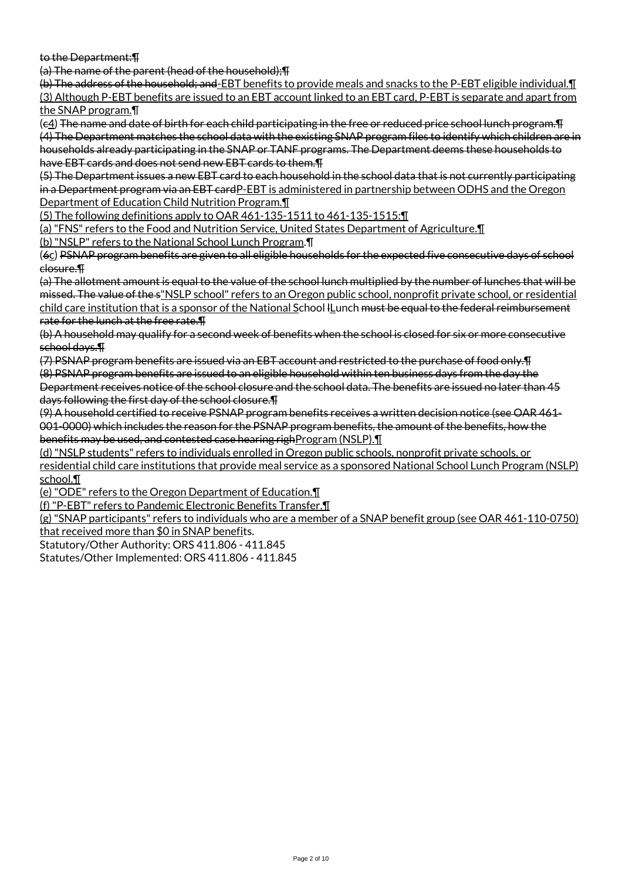~~to the Department:¶~~

~~(a) The name of the parent (head of the household);¶~~

~~(b) The address of the household; and~~-EBT benefits to provide meals and snacks to the P-EBT eligible individual.¶

(3) Although P-EBT benefits are issued to an EBT account linked to an EBT card, P-EBT is separate and apart from the SNAP program.¶

(~~c~~4) ~~The name and date of birth for each child participating in the free or reduced price school lunch program.¶~~

~~(4) The Department matches the school data with the existing SNAP program files to identify which children are in households already participating in the SNAP or TANF programs. The Department deems these households to have EBT cards and does not send new EBT cards to them.¶~~

~~(5) The Department issues a new EBT card to each household in the school data that is not currently participating in a Department program via an EBT card~~P-EBT is administered in partnership between ODHS and the Oregon Department of Education Child Nutrition Program.¶

(5) The following definitions apply to OAR 461-135-1511 to 461-135-1515:¶

(a) "FNS" refers to the Food and Nutrition Service, United States Department of Agriculture.¶

(b) "NSLP" refers to the National School Lunch Program.¶

(~~6~~c) ~~PSNAP program benefits are given to all eligible households for the expected five consecutive days of school closure.¶~~

~~(a) The allotment amount is equal to the value of the school lunch multiplied by the number of lunches that will be missed. The value of the s~~"NSLP school" refers to an Oregon public school, nonprofit private school, or residential child care institution that is a sponsor of the National School ~~l~~Lunch ~~must be equal to the federal reimbursement rate for the lunch at the free rate.¶~~

~~(b) A household may qualify for a second week of benefits when the school is closed for six or more consecutive school days.¶~~

~~(7) PSNAP program benefits are issued via an EBT account and restricted to the purchase of food only.¶~~

~~(8) PSNAP program benefits are issued to an eligible household within ten business days from the day the Department receives notice of the school closure and the school data. The benefits are issued no later than 45 days following the first day of the school closure.¶~~

~~(9) A household certified to receive PSNAP program benefits receives a written decision notice (see OAR 461-001-0000) which includes the reason for the PSNAP program benefits, the amount of the benefits, how the benefits may be used, and contested case hearing righ~~Program (NSLP).¶

(d) "NSLP students" refers to individuals enrolled in Oregon public schools, nonprofit private schools, or residential child care institutions that provide meal service as a sponsored National School Lunch Program (NSLP) school.¶

(e) "ODE" refers to the Oregon Department of Education.¶

(f) "P-EBT" refers to Pandemic Electronic Benefits Transfer.¶

(g) "SNAP participants" refers to individuals who are a member of a SNAP benefit group (see OAR 461-110-0750) that received more than $0 in SNAP benefits.

Statutory/Other Authority: ORS 411.806 - 411.845

Statutes/Other Implemented: ORS 411.806 - 411.845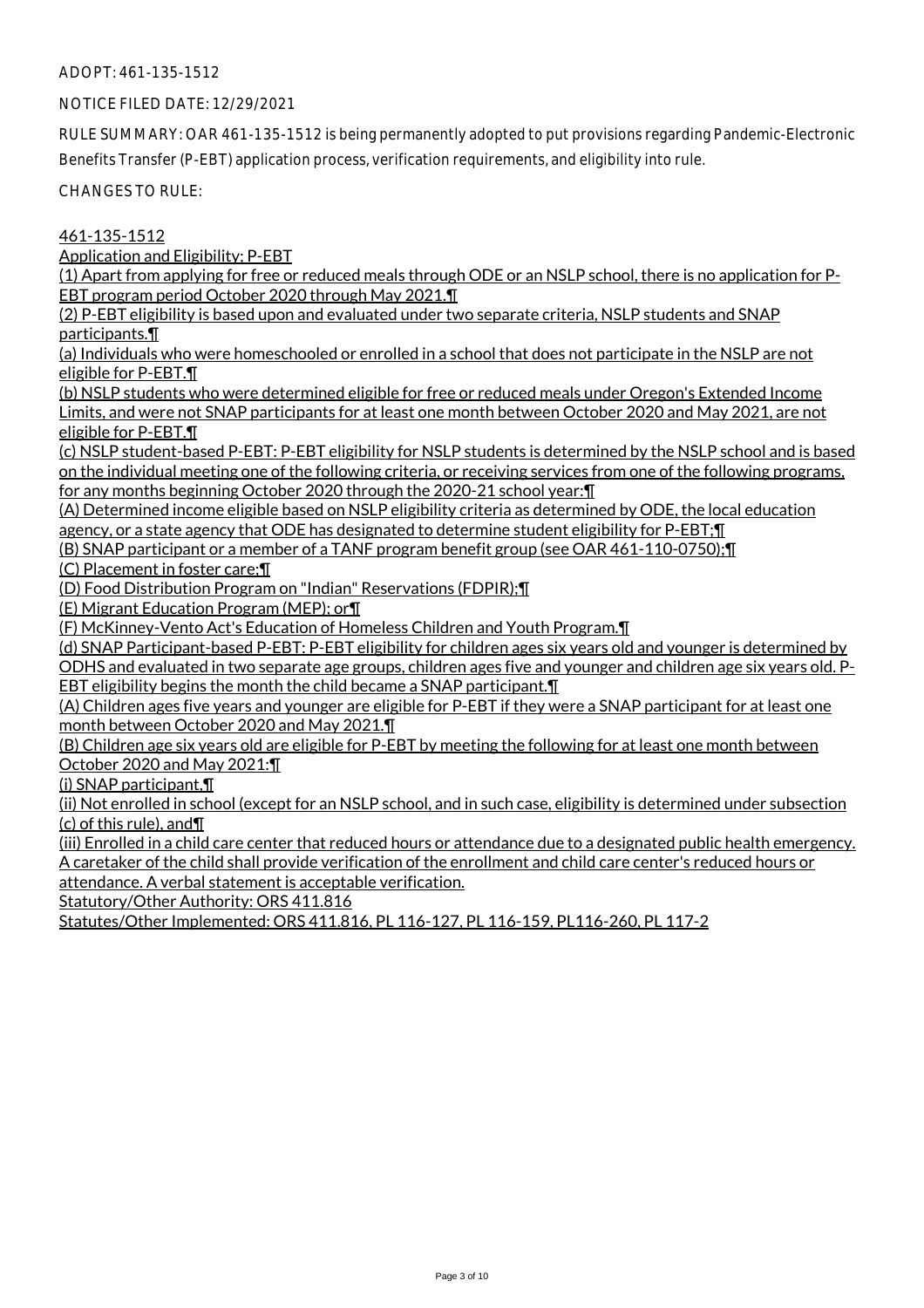ADOPT: 461-135-1512

NOTICE FILED DATE: 12/29/2021

RULE SUMMARY: OAR 461-135-1512 is being permanently adopted to put provisions regarding Pandemic-Electronic Benefits Transfer (P-EBT) application process, verification requirements, and eligibility into rule.

CHANGES TO RULE:

461-135-1512

Application and Eligibility; P-EBT

(1) Apart from applying for free or reduced meals through ODE or an NSLP school, there is no application for P-EBT program period October 2020 through May 2021.¶

(2) P-EBT eligibility is based upon and evaluated under two separate criteria, NSLP students and SNAP participants.¶

(a) Individuals who were homeschooled or enrolled in a school that does not participate in the NSLP are not eligible for P-EBT.¶

(b) NSLP students who were determined eligible for free or reduced meals under Oregon's Extended Income Limits, and were not SNAP participants for at least one month between October 2020 and May 2021, are not eligible for P-EBT.¶

(c) NSLP student-based P-EBT: P-EBT eligibility for NSLP students is determined by the NSLP school and is based on the individual meeting one of the following criteria, or receiving services from one of the following programs, for any months beginning October 2020 through the 2020-21 school year:¶

(A) Determined income eligible based on NSLP eligibility criteria as determined by ODE, the local education agency, or a state agency that ODE has designated to determine student eligibility for P-EBT;¶

(B) SNAP participant or a member of a TANF program benefit group (see OAR 461-110-0750);¶

(C) Placement in foster care;¶

(D) Food Distribution Program on "Indian" Reservations (FDPIR);¶

(E) Migrant Education Program (MEP); or¶

(F) McKinney-Vento Act's Education of Homeless Children and Youth Program.¶

(d) SNAP Participant-based P-EBT: P-EBT eligibility for children ages six years old and younger is determined by ODHS and evaluated in two separate age groups, children ages five and younger and children age six years old. P-EBT eligibility begins the month the child became a SNAP participant.¶

(A) Children ages five years and younger are eligible for P-EBT if they were a SNAP participant for at least one month between October 2020 and May 2021.¶

(B) Children age six years old are eligible for P-EBT by meeting the following for at least one month between October 2020 and May 2021:¶

(i) SNAP participant,¶

(ii) Not enrolled in school (except for an NSLP school, and in such case, eligibility is determined under subsection (c) of this rule), and¶

(iii) Enrolled in a child care center that reduced hours or attendance due to a designated public health emergency. A caretaker of the child shall provide verification of the enrollment and child care center's reduced hours or attendance. A verbal statement is acceptable verification.

Statutory/Other Authority: ORS 411.816

Statutes/Other Implemented: ORS 411.816, PL 116-127, PL 116-159, PL116-260, PL 117-2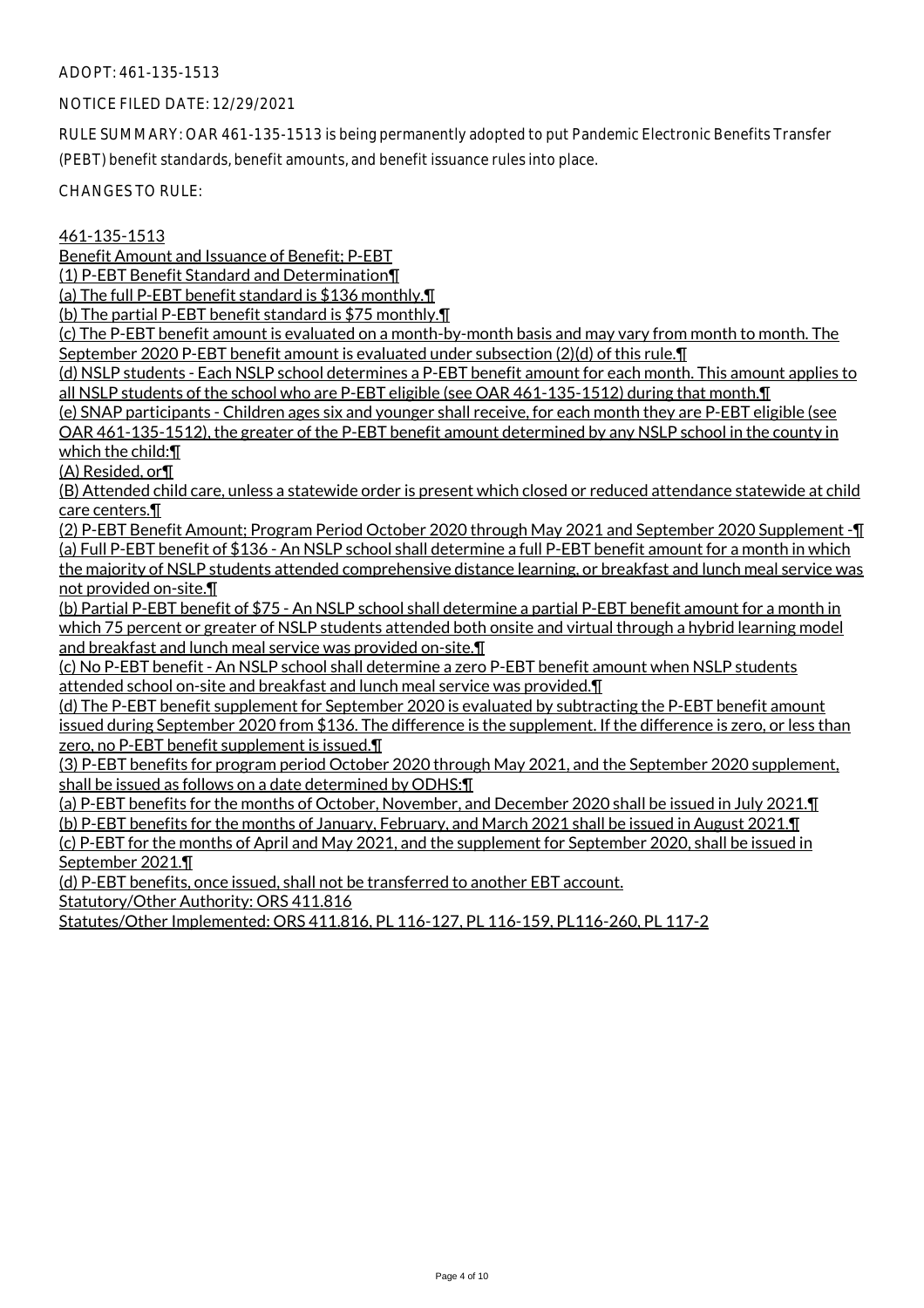ADOPT: 461-135-1513

NOTICE FILED DATE: 12/29/2021

RULE SUMMARY: OAR 461-135-1513 is being permanently adopted to put Pandemic Electronic Benefits Transfer (PEBT) benefit standards, benefit amounts, and benefit issuance rules into place.

CHANGES TO RULE:

461-135-1513

Benefit Amount and Issuance of Benefit; P-EBT

(1) P-EBT Benefit Standard and Determination¶

(a) The full P-EBT benefit standard is $136 monthly.¶

(b) The partial P-EBT benefit standard is $75 monthly.¶

(c) The P-EBT benefit amount is evaluated on a month-by-month basis and may vary from month to month. The September 2020 P-EBT benefit amount is evaluated under subsection (2)(d) of this rule.¶

(d) NSLP students - Each NSLP school determines a P-EBT benefit amount for each month. This amount applies to all NSLP students of the school who are P-EBT eligible (see OAR 461-135-1512) during that month.¶

(e) SNAP participants - Children ages six and younger shall receive, for each month they are P-EBT eligible (see OAR 461-135-1512), the greater of the P-EBT benefit amount determined by any NSLP school in the county in which the child:¶

(A) Resided, or¶

(B) Attended child care, unless a statewide order is present which closed or reduced attendance statewide at child care centers.¶

(2) P-EBT Benefit Amount; Program Period October 2020 through May 2021 and September 2020 Supplement -¶

(a) Full P-EBT benefit of $136 - An NSLP school shall determine a full P-EBT benefit amount for a month in which the majority of NSLP students attended comprehensive distance learning, or breakfast and lunch meal service was not provided on-site.¶

(b) Partial P-EBT benefit of $75 - An NSLP school shall determine a partial P-EBT benefit amount for a month in which 75 percent or greater of NSLP students attended both onsite and virtual through a hybrid learning model and breakfast and lunch meal service was provided on-site.¶

(c) No P-EBT benefit - An NSLP school shall determine a zero P-EBT benefit amount when NSLP students attended school on-site and breakfast and lunch meal service was provided.¶

(d) The P-EBT benefit supplement for September 2020 is evaluated by subtracting the P-EBT benefit amount issued during September 2020 from $136. The difference is the supplement. If the difference is zero, or less than zero, no P-EBT benefit supplement is issued.¶

(3) P-EBT benefits for program period October 2020 through May 2021, and the September 2020 supplement, shall be issued as follows on a date determined by ODHS:¶

(a) P-EBT benefits for the months of October, November, and December 2020 shall be issued in July 2021.¶

(b) P-EBT benefits for the months of January, February, and March 2021 shall be issued in August 2021.¶

(c) P-EBT for the months of April and May 2021, and the supplement for September 2020, shall be issued in September 2021.¶

(d) P-EBT benefits, once issued, shall not be transferred to another EBT account.

Statutory/Other Authority: ORS 411.816

Statutes/Other Implemented: ORS 411.816, PL 116-127, PL 116-159, PL116-260, PL 117-2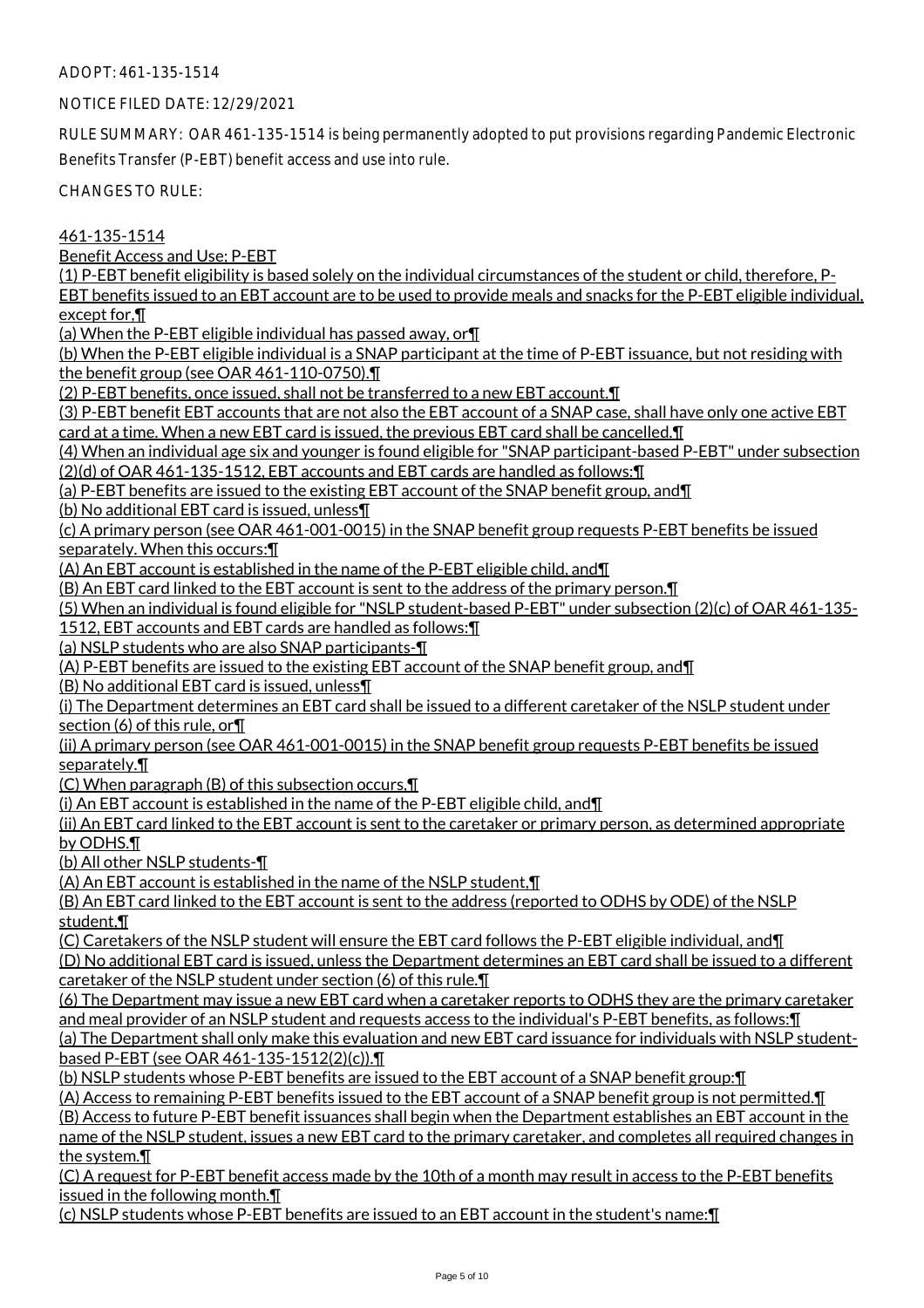ADOPT: 461-135-1514

NOTICE FILED DATE: 12/29/2021

RULE SUMMARY: OAR 461-135-1514 is being permanently adopted to put provisions regarding Pandemic Electronic Benefits Transfer (P-EBT) benefit access and use into rule.

CHANGES TO RULE:

461-135-1514
Benefit Access and Use; P-EBT
(1) P-EBT benefit eligibility is based solely on the individual circumstances of the student or child, therefore, P-EBT benefits issued to an EBT account are to be used to provide meals and snacks for the P-EBT eligible individual, except for,¶
(a) When the P-EBT eligible individual has passed away, or¶
(b) When the P-EBT eligible individual is a SNAP participant at the time of P-EBT issuance, but not residing with the benefit group (see OAR 461-110-0750).¶
(2) P-EBT benefits, once issued, shall not be transferred to a new EBT account.¶
(3) P-EBT benefit EBT accounts that are not also the EBT account of a SNAP case, shall have only one active EBT card at a time. When a new EBT card is issued, the previous EBT card shall be cancelled.¶
(4) When an individual age six and younger is found eligible for "SNAP participant-based P-EBT" under subsection (2)(d) of OAR 461-135-1512, EBT accounts and EBT cards are handled as follows:¶
(a) P-EBT benefits are issued to the existing EBT account of the SNAP benefit group, and¶
(b) No additional EBT card is issued, unless¶
(c) A primary person (see OAR 461-001-0015) in the SNAP benefit group requests P-EBT benefits be issued separately. When this occurs:¶
(A) An EBT account is established in the name of the P-EBT eligible child, and¶
(B) An EBT card linked to the EBT account is sent to the address of the primary person.¶
(5) When an individual is found eligible for "NSLP student-based P-EBT" under subsection (2)(c) of OAR 461-135-1512, EBT accounts and EBT cards are handled as follows:¶
(a) NSLP students who are also SNAP participants-¶
(A) P-EBT benefits are issued to the existing EBT account of the SNAP benefit group, and¶
(B) No additional EBT card is issued, unless¶
(i) The Department determines an EBT card shall be issued to a different caretaker of the NSLP student under section (6) of this rule, or¶
(ii) A primary person (see OAR 461-001-0015) in the SNAP benefit group requests P-EBT benefits be issued separately.¶
(C) When paragraph (B) of this subsection occurs,¶
(i) An EBT account is established in the name of the P-EBT eligible child, and¶
(ii) An EBT card linked to the EBT account is sent to the caretaker or primary person, as determined appropriate by ODHS.¶
(b) All other NSLP students-¶
(A) An EBT account is established in the name of the NSLP student,¶
(B) An EBT card linked to the EBT account is sent to the address (reported to ODHS by ODE) of the NSLP student,¶
(C) Caretakers of the NSLP student will ensure the EBT card follows the P-EBT eligible individual, and¶
(D) No additional EBT card is issued, unless the Department determines an EBT card shall be issued to a different caretaker of the NSLP student under section (6) of this rule.¶
(6) The Department may issue a new EBT card when a caretaker reports to ODHS they are the primary caretaker and meal provider of an NSLP student and requests access to the individual's P-EBT benefits, as follows:¶
(a) The Department shall only make this evaluation and new EBT card issuance for individuals with NSLP student-based P-EBT (see OAR 461-135-1512(2)(c)).¶
(b) NSLP students whose P-EBT benefits are issued to the EBT account of a SNAP benefit group:¶
(A) Access to remaining P-EBT benefits issued to the EBT account of a SNAP benefit group is not permitted.¶
(B) Access to future P-EBT benefit issuances shall begin when the Department establishes an EBT account in the name of the NSLP student, issues a new EBT card to the primary caretaker, and completes all required changes in the system.¶
(C) A request for P-EBT benefit access made by the 10th of a month may result in access to the P-EBT benefits issued in the following month.¶
(c) NSLP students whose P-EBT benefits are issued to an EBT account in the student's name:¶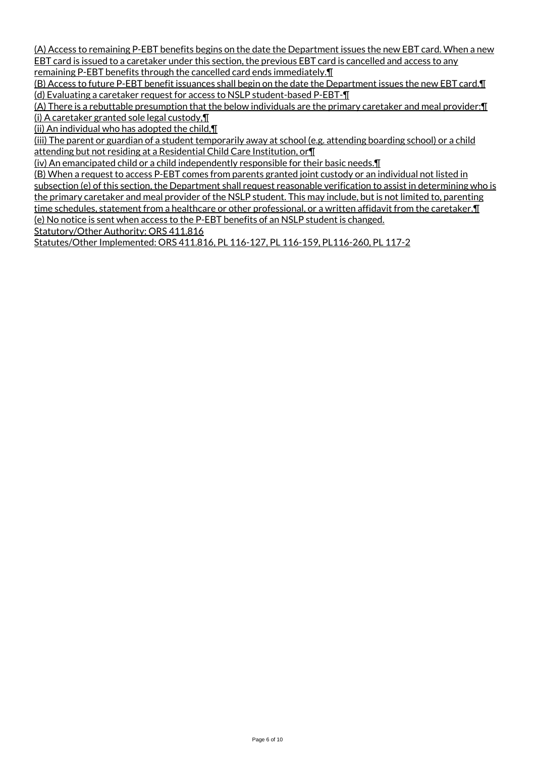(A) Access to remaining P-EBT benefits begins on the date the Department issues the new EBT card. When a new EBT card is issued to a caretaker under this section, the previous EBT card is cancelled and access to any remaining P-EBT benefits through the cancelled card ends immediately.¶

(B) Access to future P-EBT benefit issuances shall begin on the date the Department issues the new EBT card.¶

(d) Evaluating a caretaker request for access to NSLP student-based P-EBT-¶

(A) There is a rebuttable presumption that the below individuals are the primary caretaker and meal provider:¶

(i) A caretaker granted sole legal custody,¶

(ii) An individual who has adopted the child,¶

(iii) The parent or guardian of a student temporarily away at school (e.g. attending boarding school) or a child attending but not residing at a Residential Child Care Institution, or¶

(iv) An emancipated child or a child independently responsible for their basic needs.¶

(B) When a request to access P-EBT comes from parents granted joint custody or an individual not listed in subsection (e) of this section, the Department shall request reasonable verification to assist in determining who is the primary caretaker and meal provider of the NSLP student. This may include, but is not limited to, parenting time schedules, statement from a healthcare or other professional, or a written affidavit from the caretaker.¶

(e) No notice is sent when access to the P-EBT benefits of an NSLP student is changed.

Statutory/Other Authority: ORS 411.816

Statutes/Other Implemented: ORS 411.816, PL 116-127, PL 116-159, PL116-260, PL 117-2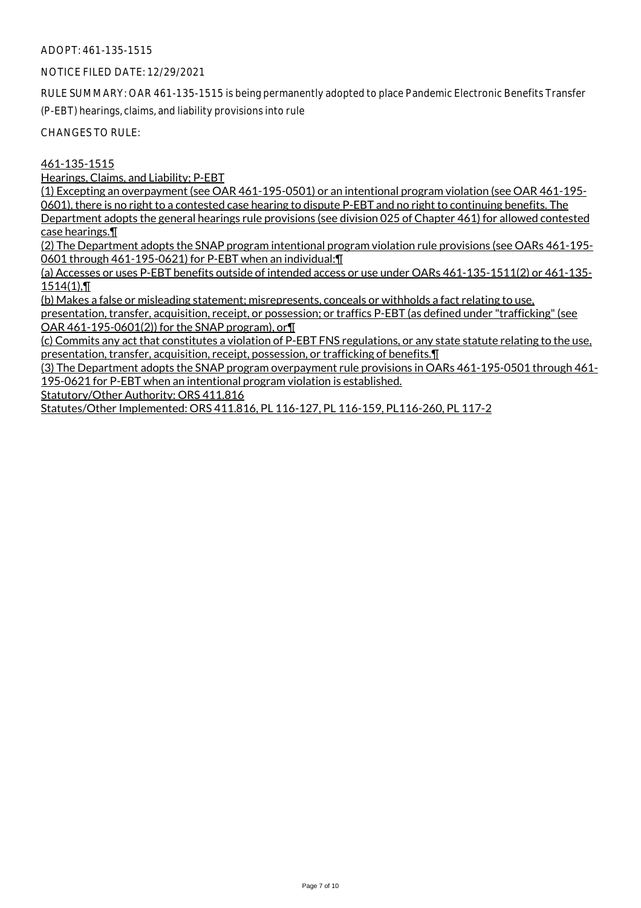ADOPT: 461-135-1515

NOTICE FILED DATE: 12/29/2021

RULE SUMMARY: OAR 461-135-1515 is being permanently adopted to place Pandemic Electronic Benefits Transfer (P-EBT) hearings, claims, and liability provisions into rule

CHANGES TO RULE:

461-135-1515

Hearings, Claims, and Liability; P-EBT

(1) Excepting an overpayment (see OAR 461-195-0501) or an intentional program violation (see OAR 461-195-0601), there is no right to a contested case hearing to dispute P-EBT and no right to continuing benefits. The Department adopts the general hearings rule provisions (see division 025 of Chapter 461) for allowed contested case hearings.¶

(2) The Department adopts the SNAP program intentional program violation rule provisions (see OARs 461-195-0601 through 461-195-0621) for P-EBT when an individual:¶

(a) Accesses or uses P-EBT benefits outside of intended access or use under OARs 461-135-1511(2) or 461-135-1514(1),¶

(b) Makes a false or misleading statement; misrepresents, conceals or withholds a fact relating to use, presentation, transfer, acquisition, receipt, or possession; or traffics P-EBT (as defined under "trafficking" (see OAR 461-195-0601(2)) for the SNAP program), or¶

(c) Commits any act that constitutes a violation of P-EBT FNS regulations, or any state statute relating to the use, presentation, transfer, acquisition, receipt, possession, or trafficking of benefits.¶

(3) The Department adopts the SNAP program overpayment rule provisions in OARs 461-195-0501 through 461-195-0621 for P-EBT when an intentional program violation is established.

Statutory/Other Authority: ORS 411.816

Statutes/Other Implemented: ORS 411.816, PL 116-127, PL 116-159, PL116-260, PL 117-2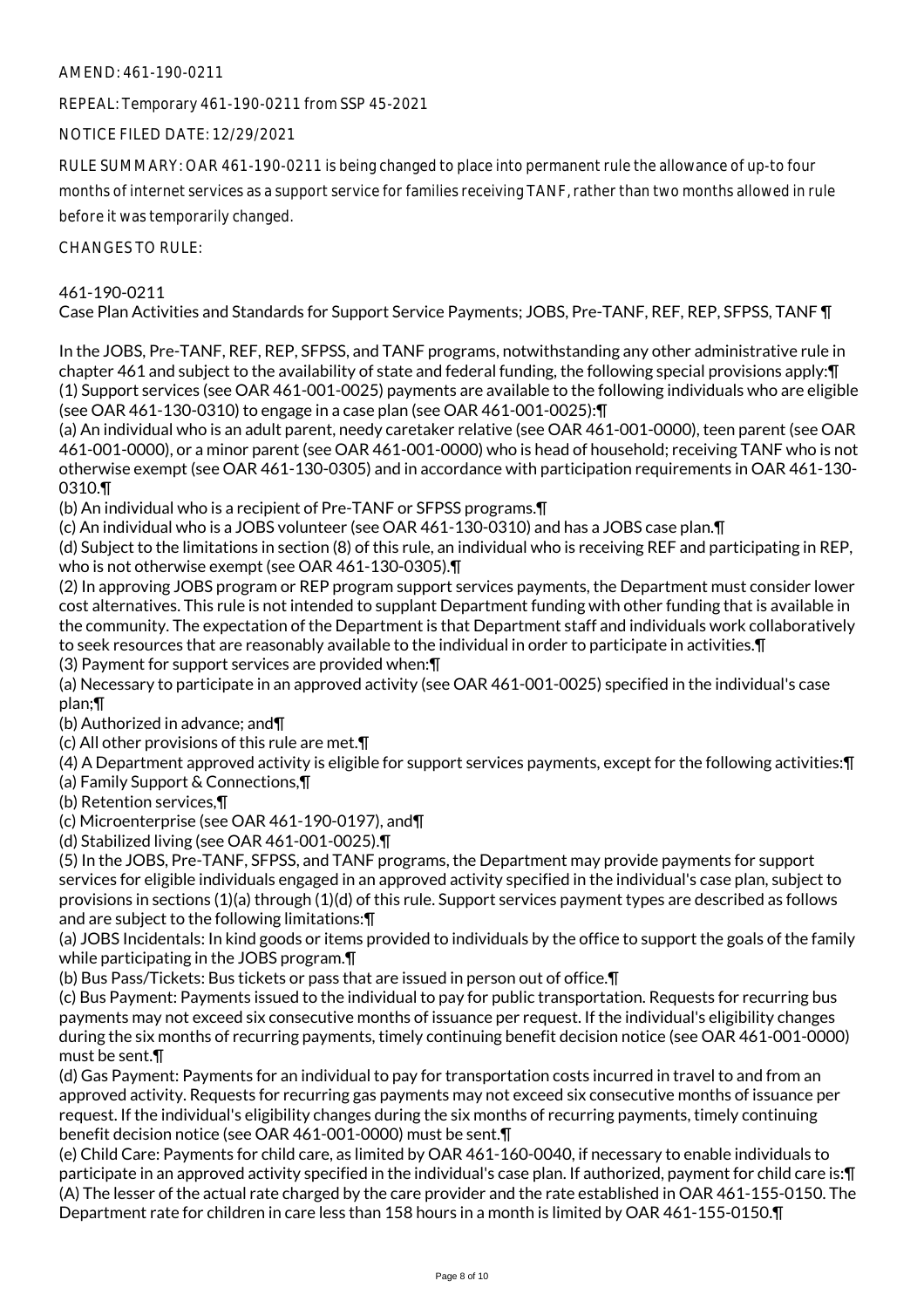AMEND: 461-190-0211

REPEAL: Temporary 461-190-0211 from SSP 45-2021

NOTICE FILED DATE: 12/29/2021

RULE SUMMARY: OAR 461-190-0211 is being changed to place into permanent rule the allowance of up-to four months of internet services as a support service for families receiving TANF, rather than two months allowed in rule before it was temporarily changed.

CHANGES TO RULE:

461-190-0211
Case Plan Activities and Standards for Support Service Payments; JOBS, Pre-TANF, REF, REP, SFPSS, TANF ¶

In the JOBS, Pre-TANF, REF, REP, SFPSS, and TANF programs, notwithstanding any other administrative rule in chapter 461 and subject to the availability of state and federal funding, the following special provisions apply:¶
(1) Support services (see OAR 461-001-0025) payments are available to the following individuals who are eligible (see OAR 461-130-0310) to engage in a case plan (see OAR 461-001-0025):¶
(a) An individual who is an adult parent, needy caretaker relative (see OAR 461-001-0000), teen parent (see OAR 461-001-0000), or a minor parent (see OAR 461-001-0000) who is head of household; receiving TANF who is not otherwise exempt (see OAR 461-130-0305) and in accordance with participation requirements in OAR 461-130-0310.¶
(b) An individual who is a recipient of Pre-TANF or SFPSS programs.¶
(c) An individual who is a JOBS volunteer (see OAR 461-130-0310) and has a JOBS case plan.¶
(d) Subject to the limitations in section (8) of this rule, an individual who is receiving REF and participating in REP, who is not otherwise exempt (see OAR 461-130-0305).¶
(2) In approving JOBS program or REP program support services payments, the Department must consider lower cost alternatives. This rule is not intended to supplant Department funding with other funding that is available in the community. The expectation of the Department is that Department staff and individuals work collaboratively to seek resources that are reasonably available to the individual in order to participate in activities.¶
(3) Payment for support services are provided when:¶
(a) Necessary to participate in an approved activity (see OAR 461-001-0025) specified in the individual's case plan;¶
(b) Authorized in advance; and¶
(c) All other provisions of this rule are met.¶
(4) A Department approved activity is eligible for support services payments, except for the following activities:¶
(a) Family Support & Connections,¶
(b) Retention services,¶
(c) Microenterprise (see OAR 461-190-0197), and¶
(d) Stabilized living (see OAR 461-001-0025).¶
(5) In the JOBS, Pre-TANF, SFPSS, and TANF programs, the Department may provide payments for support services for eligible individuals engaged in an approved activity specified in the individual's case plan, subject to provisions in sections (1)(a) through (1)(d) of this rule. Support services payment types are described as follows and are subject to the following limitations:¶
(a) JOBS Incidentals: In kind goods or items provided to individuals by the office to support the goals of the family while participating in the JOBS program.¶
(b) Bus Pass/Tickets: Bus tickets or pass that are issued in person out of office.¶
(c) Bus Payment: Payments issued to the individual to pay for public transportation. Requests for recurring bus payments may not exceed six consecutive months of issuance per request. If the individual's eligibility changes during the six months of recurring payments, timely continuing benefit decision notice (see OAR 461-001-0000) must be sent.¶
(d) Gas Payment: Payments for an individual to pay for transportation costs incurred in travel to and from an approved activity. Requests for recurring gas payments may not exceed six consecutive months of issuance per request. If the individual's eligibility changes during the six months of recurring payments, timely continuing benefit decision notice (see OAR 461-001-0000) must be sent.¶
(e) Child Care: Payments for child care, as limited by OAR 461-160-0040, if necessary to enable individuals to participate in an approved activity specified in the individual's case plan. If authorized, payment for child care is:¶
(A) The lesser of the actual rate charged by the care provider and the rate established in OAR 461-155-0150. The Department rate for children in care less than 158 hours in a month is limited by OAR 461-155-0150.¶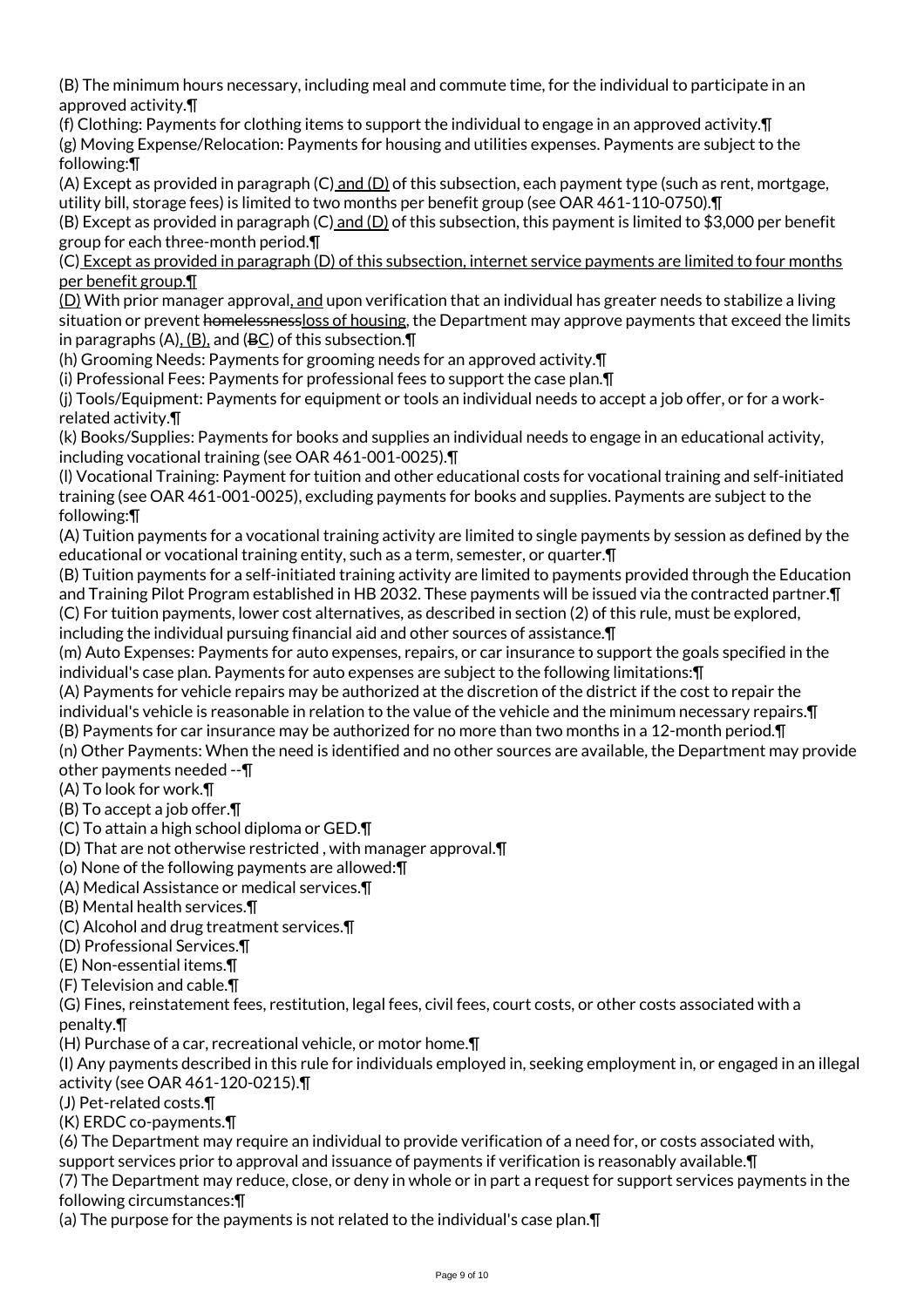(B) The minimum hours necessary, including meal and commute time, for the individual to participate in an approved activity.¶

(f) Clothing: Payments for clothing items to support the individual to engage in an approved activity.¶

(g) Moving Expense/Relocation: Payments for housing and utilities expenses. Payments are subject to the following:¶

(A) Except as provided in paragraph (C) and (D) of this subsection, each payment type (such as rent, mortgage, utility bill, storage fees) is limited to two months per benefit group (see OAR 461-110-0750).¶

(B) Except as provided in paragraph (C) and (D) of this subsection, this payment is limited to $3,000 per benefit group for each three-month period.¶

(C) Except as provided in paragraph (D) of this subsection, internet service payments are limited to four months per benefit group.¶

(D) With prior manager approval, and upon verification that an individual has greater needs to stabilize a living situation or prevent ~~homelessness~~loss of housing, the Department may approve payments that exceed the limits in paragraphs (A), (B), and (~~B~~C) of this subsection.¶

(h) Grooming Needs: Payments for grooming needs for an approved activity.¶

(i) Professional Fees: Payments for professional fees to support the case plan.¶

(j) Tools/Equipment: Payments for equipment or tools an individual needs to accept a job offer, or for a work-related activity.¶

(k) Books/Supplies: Payments for books and supplies an individual needs to engage in an educational activity, including vocational training (see OAR 461-001-0025).¶

(l) Vocational Training: Payment for tuition and other educational costs for vocational training and self-initiated training (see OAR 461-001-0025), excluding payments for books and supplies. Payments are subject to the following:¶

(A) Tuition payments for a vocational training activity are limited to single payments by session as defined by the educational or vocational training entity, such as a term, semester, or quarter.¶

(B) Tuition payments for a self-initiated training activity are limited to payments provided through the Education and Training Pilot Program established in HB 2032. These payments will be issued via the contracted partner.¶

(C) For tuition payments, lower cost alternatives, as described in section (2) of this rule, must be explored, including the individual pursuing financial aid and other sources of assistance.¶

(m) Auto Expenses: Payments for auto expenses, repairs, or car insurance to support the goals specified in the individual's case plan. Payments for auto expenses are subject to the following limitations:¶

(A) Payments for vehicle repairs may be authorized at the discretion of the district if the cost to repair the individual's vehicle is reasonable in relation to the value of the vehicle and the minimum necessary repairs.¶

(B) Payments for car insurance may be authorized for no more than two months in a 12-month period.¶

(n) Other Payments: When the need is identified and no other sources are available, the Department may provide other payments needed --¶

(A) To look for work.¶

(B) To accept a job offer.¶

(C) To attain a high school diploma or GED.¶

(D) That are not otherwise restricted , with manager approval.¶

(o) None of the following payments are allowed:¶

(A) Medical Assistance or medical services.¶

(B) Mental health services.¶

(C) Alcohol and drug treatment services.¶

(D) Professional Services.¶

(E) Non-essential items.¶

(F) Television and cable.¶

(G) Fines, reinstatement fees, restitution, legal fees, civil fees, court costs, or other costs associated with a penalty.¶

(H) Purchase of a car, recreational vehicle, or motor home.¶

(I) Any payments described in this rule for individuals employed in, seeking employment in, or engaged in an illegal activity (see OAR 461-120-0215).¶

(J) Pet-related costs.¶

(K) ERDC co-payments.¶

(6) The Department may require an individual to provide verification of a need for, or costs associated with, support services prior to approval and issuance of payments if verification is reasonably available.¶

(7) The Department may reduce, close, or deny in whole or in part a request for support services payments in the following circumstances:¶

(a) The purpose for the payments is not related to the individual's case plan.¶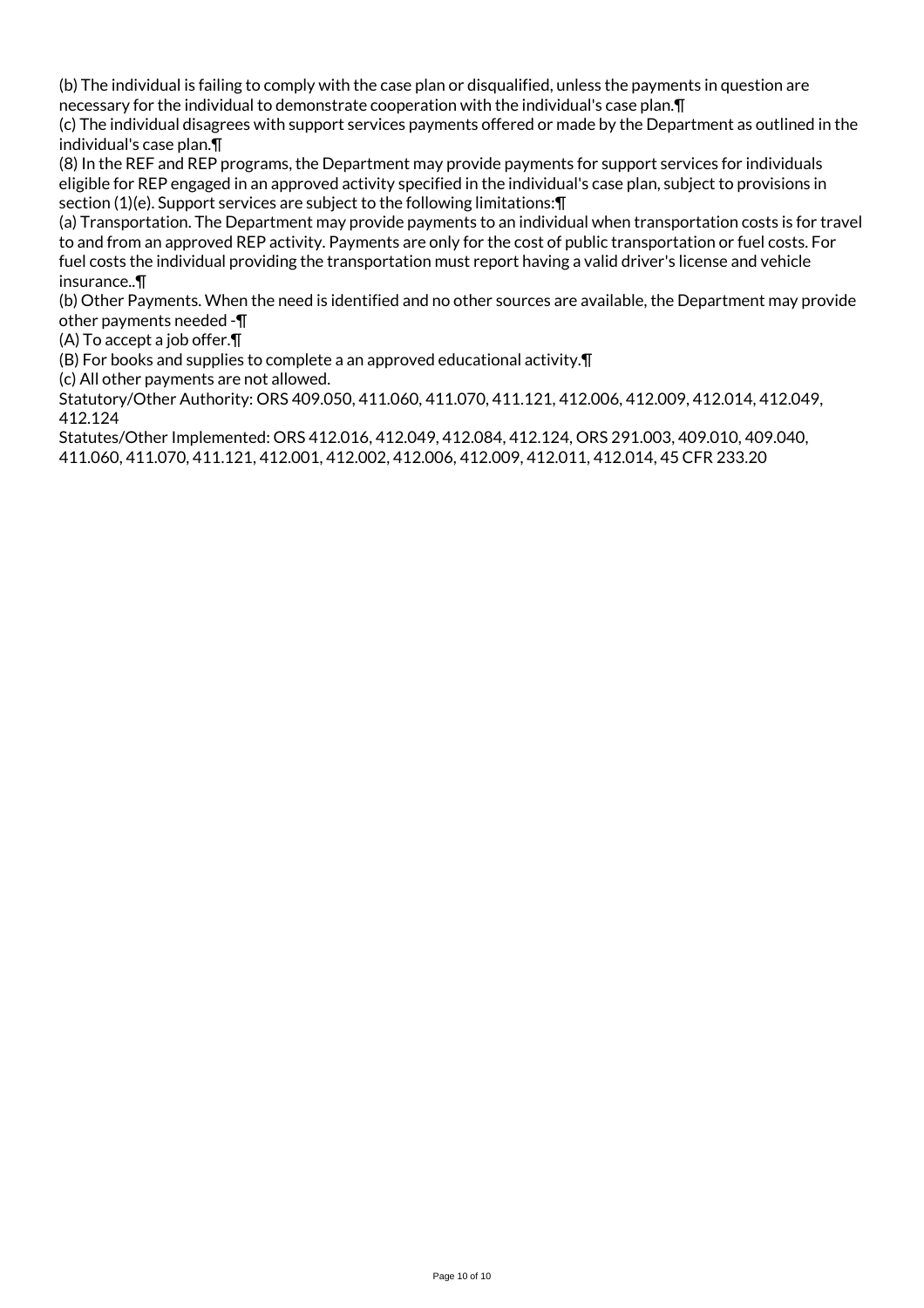(b) The individual is failing to comply with the case plan or disqualified, unless the payments in question are necessary for the individual to demonstrate cooperation with the individual's case plan.¶

(c) The individual disagrees with support services payments offered or made by the Department as outlined in the individual's case plan.¶

(8) In the REF and REP programs, the Department may provide payments for support services for individuals eligible for REP engaged in an approved activity specified in the individual's case plan, subject to provisions in section (1)(e). Support services are subject to the following limitations:¶

(a) Transportation. The Department may provide payments to an individual when transportation costs is for travel to and from an approved REP activity. Payments are only for the cost of public transportation or fuel costs. For fuel costs the individual providing the transportation must report having a valid driver's license and vehicle insurance..¶

(b) Other Payments. When the need is identified and no other sources are available, the Department may provide other payments needed -¶

(A) To accept a job offer.¶

(B) For books and supplies to complete a an approved educational activity.¶

(c) All other payments are not allowed.

Statutory/Other Authority: ORS 409.050, 411.060, 411.070, 411.121, 412.006, 412.009, 412.014, 412.049, 412.124

Statutes/Other Implemented: ORS 412.016, 412.049, 412.084, 412.124, ORS 291.003, 409.010, 409.040, 411.060, 411.070, 411.121, 412.001, 412.002, 412.006, 412.009, 412.011, 412.014, 45 CFR 233.20